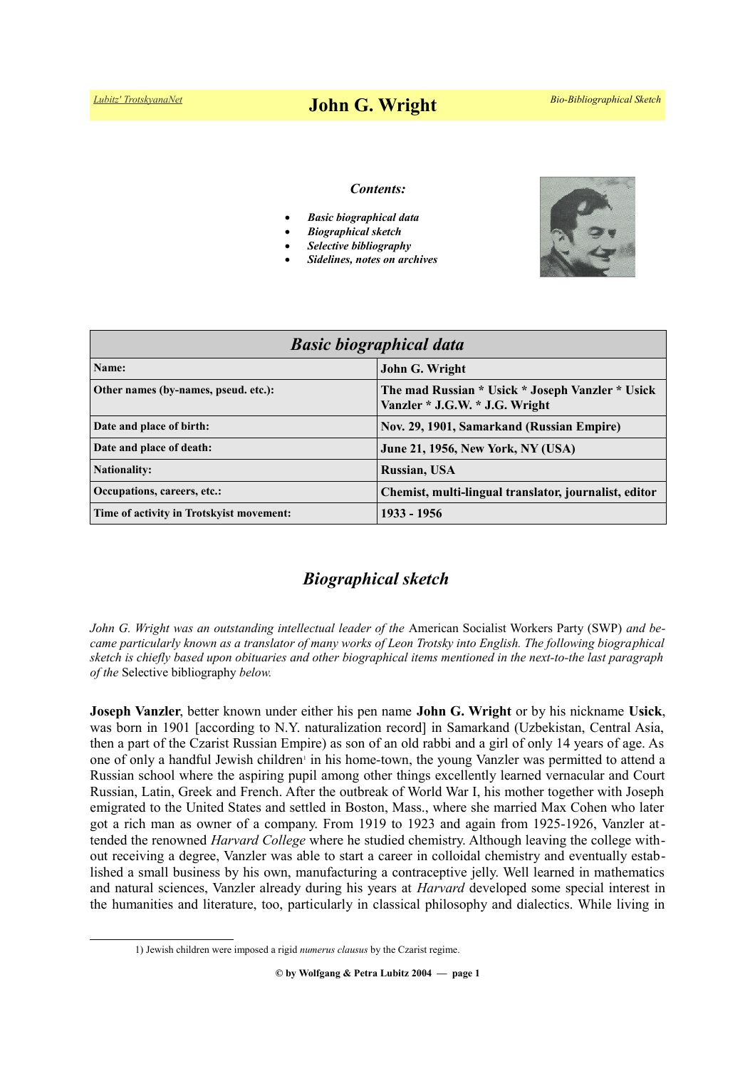# John G. Wright

*Contents:*

- ***Basic biographical data***
- ***Biographical sketch***
- ***Selective bibliography***
- ***Sidelines, notes on archives***

| *Basic biographical data* | |
|---|---|
| **Name:** | **John G. Wright** |
| **Other names (by-names, pseud. etc.):** | **The mad Russian * Usick * Joseph Vanzler * Usick Vanzler * J.G.W. * J.G. Wright** |
| **Date and place of birth:** | **Nov. 29, 1901, Samarkand (Russian Empire)** |
| **Date and place of death:** | **June 21, 1956, New York, NY (USA)** |
| **Nationality:** | **Russian, USA** |
| **Occupations, careers, etc.:** | **Chemist, multi-lingual translator, journalist, editor** |
| **Time of activity in Trotskyist movement:** | **1933 - 1956** |

## *Biographical sketch*

*John G. Wright was an outstanding intellectual leader of the* American Socialist Workers Party (SWP) *and became particularly known as a translator of many works of Leon Trotsky into English. The following biographical sketch is chiefly based upon obituaries and other biographical items mentioned in the next-to-the last paragraph of the* Selective bibliography *below.*

**Joseph Vanzler**, better known under either his pen name **John G. Wright** or by his nickname **Usick**, was born in 1901 [according to N.Y. naturalization record] in Samarkand (Uzbekistan, Central Asia, then a part of the Czarist Russian Empire) as son of an old rabbi and a girl of only 14 years of age. As one of only a handful Jewish children[1] in his home-town, the young Vanzler was permitted to attend a Russian school where the aspiring pupil among other things excellently learned vernacular and Court Russian, Latin, Greek and French. After the outbreak of World War I, his mother together with Joseph emigrated to the United States and settled in Boston, Mass., where she married Max Cohen who later got a rich man as owner of a company. From 1919 to 1923 and again from 1925-1926, Vanzler attended the renowned *Harvard College* where he studied chemistry. Although leaving the college without receiving a degree, Vanzler was able to start a career in colloidal chemistry and eventually established a small business by his own, manufacturing a contraceptive jelly. Well learned in mathematics and natural sciences, Vanzler already during his years at *Harvard* developed some special interest in the humanities and literature, too, particularly in classical philosophy and dialectics. While living in

1) Jewish children were imposed a rigid *numerus clausus* by the Czarist regime.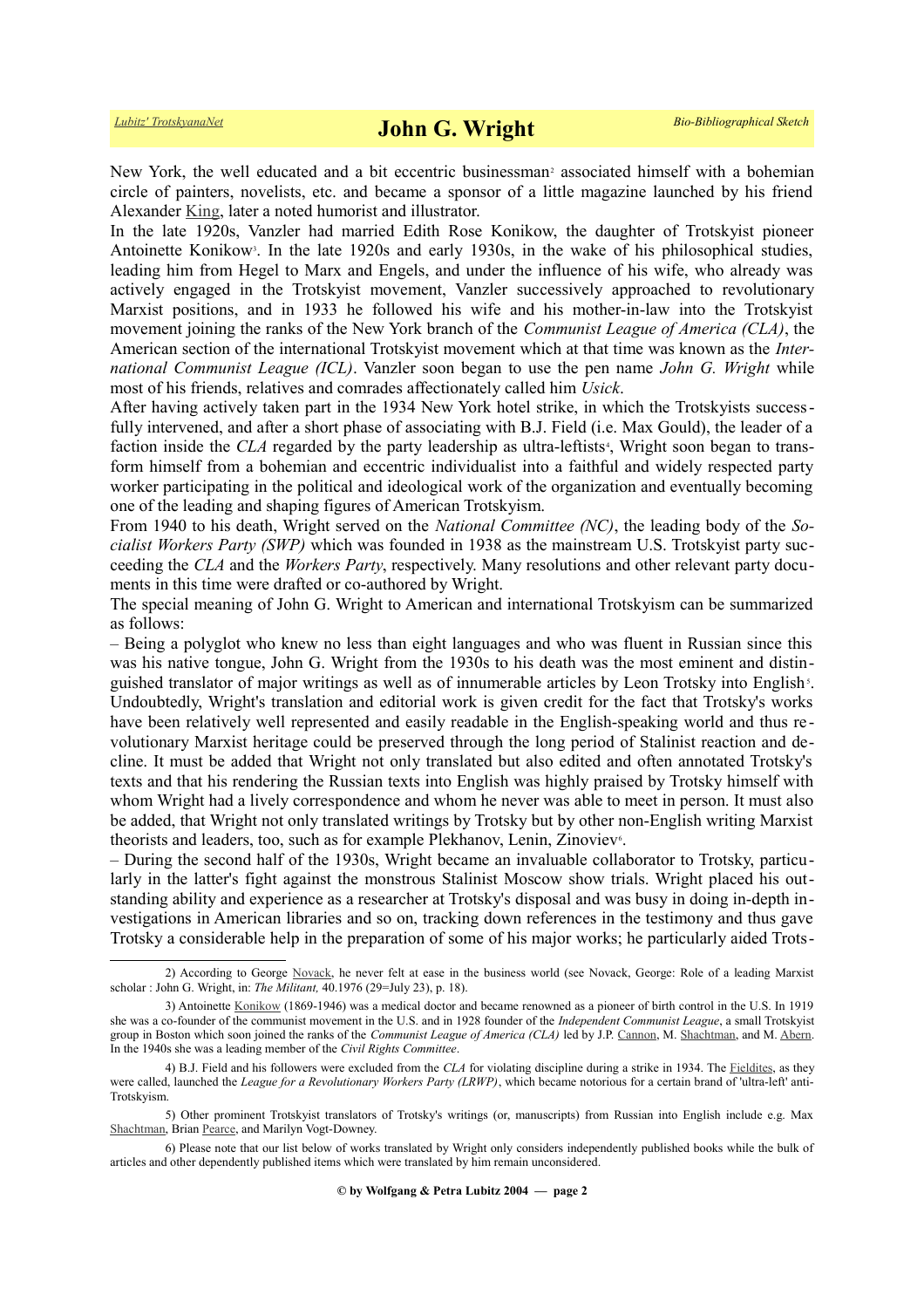New York, the well educated and a bit eccentric businessman[2] associated himself with a bohemian circle of painters, novelists, etc. and became a sponsor of a little magazine launched by his friend Alexander King, later a noted humorist and illustrator.

In the late 1920s, Vanzler had married Edith Rose Konikow, the daughter of Trotskyist pioneer Antoinette Konikow[3]. In the late 1920s and early 1930s, in the wake of his philosophical studies, leading him from Hegel to Marx and Engels, and under the influence of his wife, who already was actively engaged in the Trotskyist movement, Vanzler successively approached to revolutionary Marxist positions, and in 1933 he followed his wife and his mother-in-law into the Trotskyist movement joining the ranks of the New York branch of the *Communist League of America (CLA)*, the American section of the international Trotskyist movement which at that time was known as the *International Communist League (ICL)*. Vanzler soon began to use the pen name *John G. Wright* while most of his friends, relatives and comrades affectionately called him *Usick*.

After having actively taken part in the 1934 New York hotel strike, in which the Trotskyists successfully intervened, and after a short phase of associating with B.J. Field (i.e. Max Gould), the leader of a faction inside the *CLA* regarded by the party leadership as ultra-leftists[4], Wright soon began to transform himself from a bohemian and eccentric individualist into a faithful and widely respected party worker participating in the political and ideological work of the organization and eventually becoming one of the leading and shaping figures of American Trotskyism.

From 1940 to his death, Wright served on the *National Committee (NC)*, the leading body of the *Socialist Workers Party (SWP)* which was founded in 1938 as the mainstream U.S. Trotskyist party succeeding the *CLA* and the *Workers Party*, respectively. Many resolutions and other relevant party documents in this time were drafted or co-authored by Wright.

The special meaning of John G. Wright to American and international Trotskyism can be summarized as follows:

– Being a polyglot who knew no less than eight languages and who was fluent in Russian since this was his native tongue, John G. Wright from the 1930s to his death was the most eminent and distinguished translator of major writings as well as of innumerable articles by Leon Trotsky into English[5]. Undoubtedly, Wright's translation and editorial work is given credit for the fact that Trotsky's works have been relatively well represented and easily readable in the English-speaking world and thus revolutionary Marxist heritage could be preserved through the long period of Stalinist reaction and decline. It must be added that Wright not only translated but also edited and often annotated Trotsky's texts and that his rendering the Russian texts into English was highly praised by Trotsky himself with whom Wright had a lively correspondence and whom he never was able to meet in person. It must also be added, that Wright not only translated writings by Trotsky but by other non-English writing Marxist theorists and leaders, too, such as for example Plekhanov, Lenin, Zinoviev[6].

– During the second half of the 1930s, Wright became an invaluable collaborator to Trotsky, particularly in the latter's fight against the monstrous Stalinist Moscow show trials. Wright placed his outstanding ability and experience as a researcher at Trotsky's disposal and was busy in doing in-depth investigations in American libraries and so on, tracking down references in the testimony and thus gave Trotsky a considerable help in the preparation of some of his major works; he particularly aided Trots-

---

2) According to George Novack, he never felt at ease in the business world (see Novack, George: Role of a leading Marxist scholar : John G. Wright, in: *The Militant,* 40.1976 (29=July 23), p. 18).

3) Antoinette Konikow (1869-1946) was a medical doctor and became renowned as a pioneer of birth control in the U.S. In 1919 she was a co-founder of the communist movement in the U.S. and in 1928 founder of the *Independent Communist League*, a small Trotskyist group in Boston which soon joined the ranks of the *Communist League of America (CLA)* led by J.P. Cannon, M. Shachtman, and M. Abern. In the 1940s she was a leading member of the *Civil Rights Committee*.

4) B.J. Field and his followers were excluded from the *CLA* for violating discipline during a strike in 1934. The Fieldites, as they were called, launched the *League for a Revolutionary Workers Party (LRWP)*, which became notorious for a certain brand of 'ultra-left' anti-Trotskyism.

5) Other prominent Trotskyist translators of Trotsky's writings (or, manuscripts) from Russian into English include e.g. Max Shachtman, Brian Pearce, and Marilyn Vogt-Downey.

6) Please note that our list below of works translated by Wright only considers independently published books while the bulk of articles and other dependently published items which were translated by him remain unconsidered.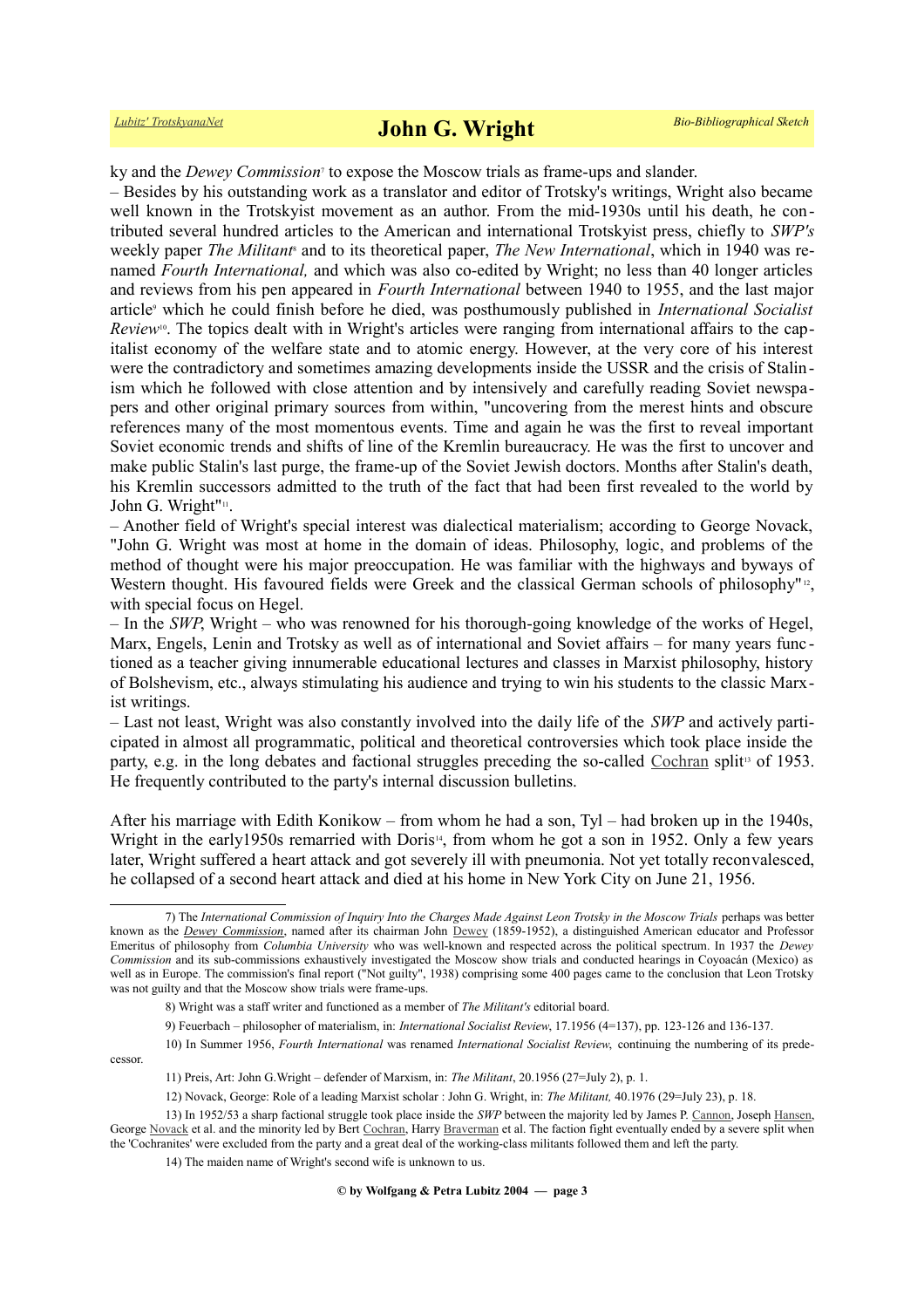ky and the *Dewey Commission*[7] to expose the Moscow trials as frame-ups and slander.

– Besides by his outstanding work as a translator and editor of Trotsky's writings, Wright also became well known in the Trotskyist movement as an author. From the mid-1930s until his death, he contributed several hundred articles to the American and international Trotskyist press, chiefly to *SWP's* weekly paper *The Militant*[8] and to its theoretical paper, *The New International*, which in 1940 was renamed *Fourth International,* and which was also co-edited by Wright; no less than 40 longer articles and reviews from his pen appeared in *Fourth International* between 1940 to 1955, and the last major article[9] which he could finish before he died, was posthumously published in *International Socialist Review*[10]. The topics dealt with in Wright's articles were ranging from international affairs to the capitalist economy of the welfare state and to atomic energy. However, at the very core of his interest were the contradictory and sometimes amazing developments inside the USSR and the crisis of Stalinism which he followed with close attention and by intensively and carefully reading Soviet newspapers and other original primary sources from within, "uncovering from the merest hints and obscure references many of the most momentous events. Time and again he was the first to reveal important Soviet economic trends and shifts of line of the Kremlin bureaucracy. He was the first to uncover and make public Stalin's last purge, the frame-up of the Soviet Jewish doctors. Months after Stalin's death, his Kremlin successors admitted to the truth of the fact that had been first revealed to the world by John G. Wright"[11].

– Another field of Wright's special interest was dialectical materialism; according to George Novack, "John G. Wright was most at home in the domain of ideas. Philosophy, logic, and problems of the method of thought were his major preoccupation. He was familiar with the highways and byways of Western thought. His favoured fields were Greek and the classical German schools of philosophy"[12], with special focus on Hegel.

– In the *SWP*, Wright – who was renowned for his thorough-going knowledge of the works of Hegel, Marx, Engels, Lenin and Trotsky as well as of international and Soviet affairs – for many years functioned as a teacher giving innumerable educational lectures and classes in Marxist philosophy, history of Bolshevism, etc., always stimulating his audience and trying to win his students to the classic Marxist writings.

– Last not least, Wright was also constantly involved into the daily life of the *SWP* and actively participated in almost all programmatic, political and theoretical controversies which took place inside the party, e.g. in the long debates and factional struggles preceding the so-called Cochran split[13] of 1953. He frequently contributed to the party's internal discussion bulletins.

After his marriage with Edith Konikow – from whom he had a son, Tyl – had broken up in the 1940s, Wright in the early1950s remarried with Doris[14], from whom he got a son in 1952. Only a few years later, Wright suffered a heart attack and got severely ill with pneumonia. Not yet totally reconvalesced, he collapsed of a second heart attack and died at his home in New York City on June 21, 1956.

---

7) The *International Commission of Inquiry Into the Charges Made Against Leon Trotsky in the Moscow Trials* perhaps was better known as the *Dewey Commission*, named after its chairman John Dewey (1859-1952), a distinguished American educator and Professor Emeritus of philosophy from *Columbia University* who was well-known and respected across the political spectrum. In 1937 the *Dewey Commission* and its sub-commissions exhaustively investigated the Moscow show trials and conducted hearings in Coyoacán (Mexico) as well as in Europe. The commission's final report ("Not guilty", 1938) comprising some 400 pages came to the conclusion that Leon Trotsky was not guilty and that the Moscow show trials were frame-ups.

8) Wright was a staff writer and functioned as a member of *The Militant's* editorial board.

9) Feuerbach – philosopher of materialism, in: *International Socialist Review*, 17.1956 (4=137), pp. 123-126 and 136-137.

10) In Summer 1956, *Fourth International* was renamed *International Socialist Review,* continuing the numbering of its predecessor.

11) Preis, Art: John G.Wright – defender of Marxism, in: *The Militant*, 20.1956 (27=July 2), p. 1.

12) Novack, George: Role of a leading Marxist scholar : John G. Wright, in: *The Militant,* 40.1976 (29=July 23), p. 18.

13) In 1952/53 a sharp factional struggle took place inside the *SWP* between the majority led by James P. Cannon, Joseph Hansen, George Novack et al. and the minority led by Bert Cochran, Harry Braverman et al. The faction fight eventually ended by a severe split when the 'Cochranites' were excluded from the party and a great deal of the working-class militants followed them and left the party.

14) The maiden name of Wright's second wife is unknown to us.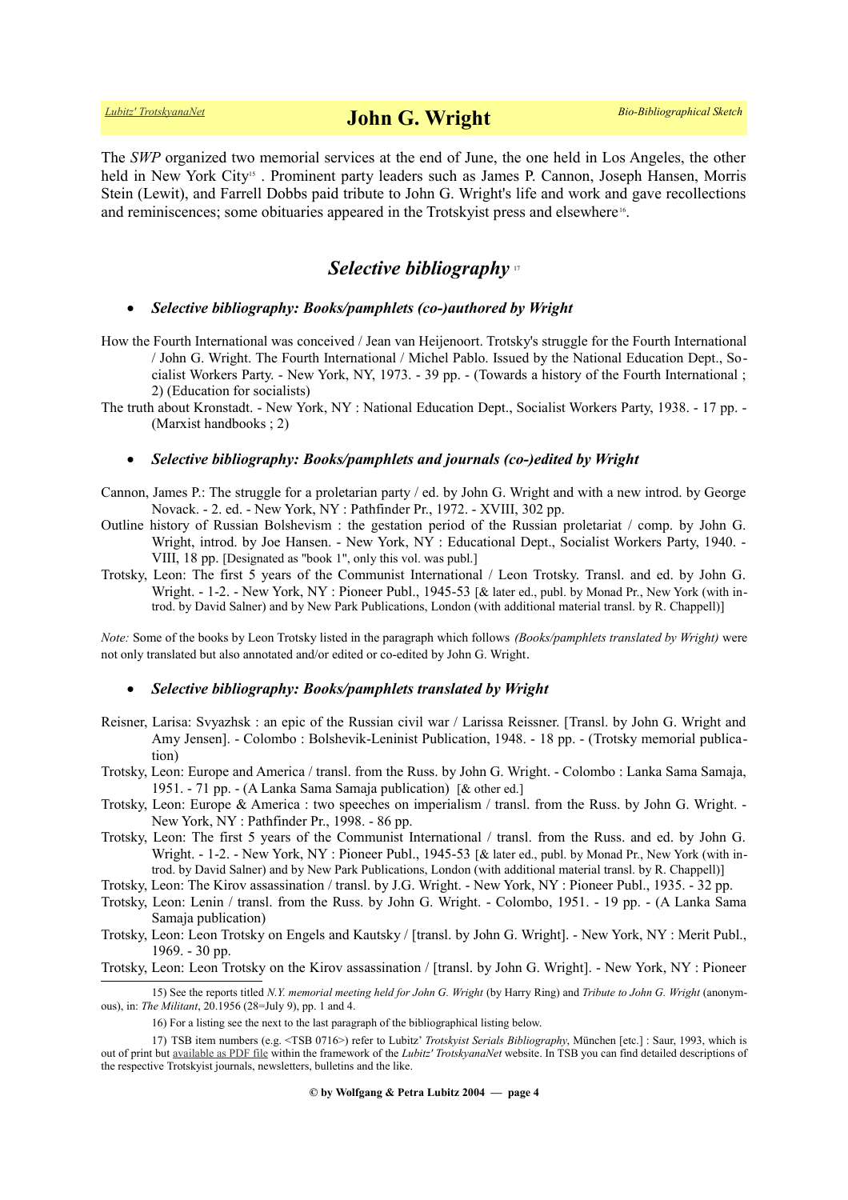The *SWP* organized two memorial services at the end of June, the one held in Los Angeles, the other held in New York City[15] . Prominent party leaders such as James P. Cannon, Joseph Hansen, Morris Stein (Lewit), and Farrell Dobbs paid tribute to John G. Wright's life and work and gave recollections and reminiscences; some obituaries appeared in the Trotskyist press and elsewhere[16].

## *Selective bibliography* [17]

- ***Selective bibliography: Books/pamphlets (co-)authored by Wright***

How the Fourth International was conceived / Jean van Heijenoort. Trotsky's struggle for the Fourth International / John G. Wright. The Fourth International / Michel Pablo. Issued by the National Education Dept., Socialist Workers Party. - New York, NY, 1973. - 39 pp. - (Towards a history of the Fourth International ; 2) (Education for socialists)

The truth about Kronstadt. - New York, NY : National Education Dept., Socialist Workers Party, 1938. - 17 pp. - (Marxist handbooks ; 2)

- ***Selective bibliography: Books/pamphlets and journals (co-)edited by Wright***

Cannon, James P.: The struggle for a proletarian party / ed. by John G. Wright and with a new introd. by George Novack. - 2. ed. - New York, NY : Pathfinder Pr., 1972. - XVIII, 302 pp.

Outline history of Russian Bolshevism : the gestation period of the Russian proletariat / comp. by John G. Wright, introd. by Joe Hansen. - New York, NY : Educational Dept., Socialist Workers Party, 1940. - VIII, 18 pp. [Designated as "book 1", only this vol. was publ.]

Trotsky, Leon: The first 5 years of the Communist International / Leon Trotsky. Transl. and ed. by John G. Wright. - 1-2. - New York, NY : Pioneer Publ., 1945-53 [& later ed., publ. by Monad Pr., New York (with introd. by David Salner) and by New Park Publications, London (with additional material transl. by R. Chappell)]

*Note:* Some of the books by Leon Trotsky listed in the paragraph which follows *(Books/pamphlets translated by Wright)* were not only translated but also annotated and/or edited or co-edited by John G. Wright.

- ***Selective bibliography: Books/pamphlets translated by Wright***

Reisner, Larisa: Svyazhsk : an epic of the Russian civil war / Larissa Reissner. [Transl. by John G. Wright and Amy Jensen]. - Colombo : Bolshevik-Leninist Publication, 1948. - 18 pp. - (Trotsky memorial publication)

Trotsky, Leon: Europe and America / transl. from the Russ. by John G. Wright. - Colombo : Lanka Sama Samaja, 1951. - 71 pp. - (A Lanka Sama Samaja publication) [& other ed.]

Trotsky, Leon: Europe & America : two speeches on imperialism / transl. from the Russ. by John G. Wright. - New York, NY : Pathfinder Pr., 1998. - 86 pp.

Trotsky, Leon: The first 5 years of the Communist International / transl. from the Russ. and ed. by John G. Wright. - 1-2. - New York, NY : Pioneer Publ., 1945-53 [& later ed., publ. by Monad Pr., New York (with introd. by David Salner) and by New Park Publications, London (with additional material transl. by R. Chappell)]

Trotsky, Leon: The Kirov assassination / transl. by J.G. Wright. - New York, NY : Pioneer Publ., 1935. - 32 pp.

Trotsky, Leon: Lenin / transl. from the Russ. by John G. Wright. - Colombo, 1951. - 19 pp. - (A Lanka Sama Samaja publication)

Trotsky, Leon: Leon Trotsky on Engels and Kautsky / [transl. by John G. Wright]. - New York, NY : Merit Publ., 1969. - 30 pp.

Trotsky, Leon: Leon Trotsky on the Kirov assassination / [transl. by John G. Wright]. - New York, NY : Pioneer

---

15) See the reports titled *N.Y. memorial meeting held for John G. Wright* (by Harry Ring) and *Tribute to John G. Wright* (anonymous), in: *The Militant*, 20.1956 (28=July 9), pp. 1 and 4.

16) For a listing see the next to the last paragraph of the bibliographical listing below.

17) TSB item numbers (e.g. <TSB 0716>) refer to Lubitz' *Trotskyist Serials Bibliography*, München [etc.] : Saur, 1993, which is out of print but available as PDF file within the framework of the *Lubitz' TrotskyanaNet* website. In TSB you can find detailed descriptions of the respective Trotskyist journals, newsletters, bulletins and the like.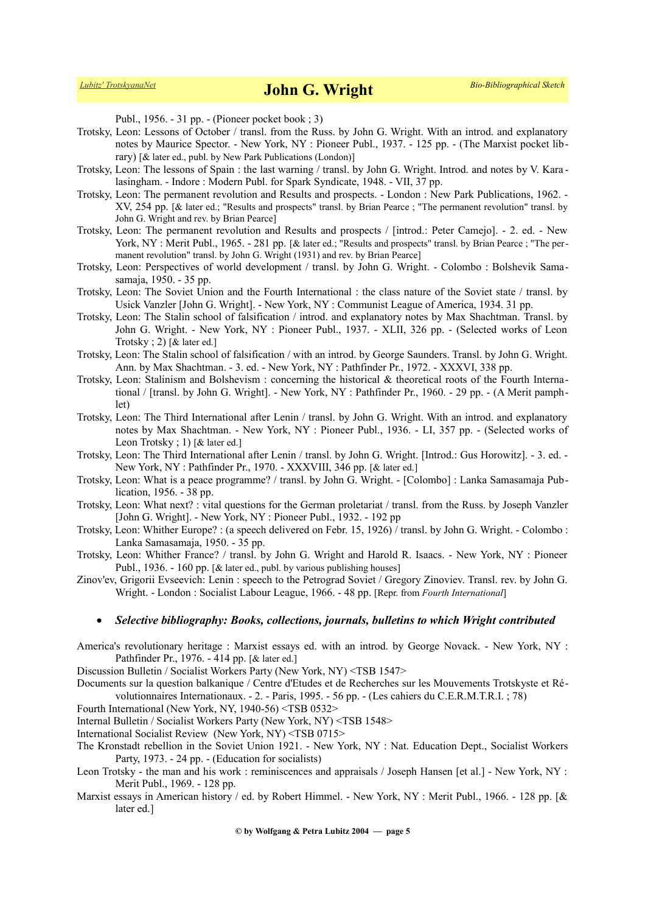Publ., 1956. - 31 pp. - (Pioneer pocket book ; 3)

Trotsky, Leon: Lessons of October / transl. from the Russ. by John G. Wright. With an introd. and explanatory notes by Maurice Spector. - New York, NY : Pioneer Publ., 1937. - 125 pp. - (The Marxist pocket library) [& later ed., publ. by New Park Publications (London)]

Trotsky, Leon: The lessons of Spain : the last warning / transl. by John G. Wright. Introd. and notes by V. Karalasingham. - Indore : Modern Publ. for Spark Syndicate, 1948. - VII, 37 pp.

Trotsky, Leon: The permanent revolution and Results and prospects. - London : New Park Publications, 1962. - XV, 254 pp. [& later ed.; "Results and prospects" transl. by Brian Pearce ; "The permanent revolution" transl. by John G. Wright and rev. by Brian Pearce]

Trotsky, Leon: The permanent revolution and Results and prospects / [introd.: Peter Camejo]. - 2. ed. - New York, NY : Merit Publ., 1965. - 281 pp. [& later ed.; "Results and prospects" transl. by Brian Pearce ; "The permanent revolution" transl. by John G. Wright (1931) and rev. by Brian Pearce]

Trotsky, Leon: Perspectives of world development / transl. by John G. Wright. - Colombo : Bolshevik Samasamaja, 1950. - 35 pp.

Trotsky, Leon: The Soviet Union and the Fourth International : the class nature of the Soviet state / transl. by Usick Vanzler [John G. Wright]. - New York, NY : Communist League of America, 1934. 31 pp.

Trotsky, Leon: The Stalin school of falsification / introd. and explanatory notes by Max Shachtman. Transl. by John G. Wright. - New York, NY : Pioneer Publ., 1937. - XLII, 326 pp. - (Selected works of Leon Trotsky ; 2) [& later ed.]

Trotsky, Leon: The Stalin school of falsification / with an introd. by George Saunders. Transl. by John G. Wright. Ann. by Max Shachtman. - 3. ed. - New York, NY : Pathfinder Pr., 1972. - XXXVI, 338 pp.

Trotsky, Leon: Stalinism and Bolshevism : concerning the historical & theoretical roots of the Fourth International / [transl. by John G. Wright]. - New York, NY : Pathfinder Pr., 1960. - 29 pp. - (A Merit pamphlet)

Trotsky, Leon: The Third International after Lenin / transl. by John G. Wright. With an introd. and explanatory notes by Max Shachtman. - New York, NY : Pioneer Publ., 1936. - LI, 357 pp. - (Selected works of Leon Trotsky ; 1) [& later ed.]

Trotsky, Leon: The Third International after Lenin / transl. by John G. Wright. [Introd.: Gus Horowitz]. - 3. ed. - New York, NY : Pathfinder Pr., 1970. - XXXVIII, 346 pp. [& later ed.]

Trotsky, Leon: What is a peace programme? / transl. by John G. Wright. - [Colombo] : Lanka Samasamaja Publication, 1956. - 38 pp.

Trotsky, Leon: What next? : vital questions for the German proletariat / transl. from the Russ. by Joseph Vanzler [John G. Wright]. - New York, NY : Pioneer Publ., 1932. - 192 pp

Trotsky, Leon: Whither Europe? : (a speech delivered on Febr. 15, 1926) / transl. by John G. Wright. - Colombo : Lanka Samasamaja, 1950. - 35 pp.

Trotsky, Leon: Whither France? / transl. by John G. Wright and Harold R. Isaacs. - New York, NY : Pioneer Publ., 1936. - 160 pp. [& later ed., publ. by various publishing houses]

Zinov'ev, Grigorii Evseevich: Lenin : speech to the Petrograd Soviet / Gregory Zinoviev. Transl. rev. by John G. Wright. - London : Socialist Labour League, 1966. - 48 pp. [Repr. from *Fourth International*]

- ***Selective bibliography: Books, collections, journals, bulletins to which Wright contributed***

America's revolutionary heritage : Marxist essays ed. with an introd. by George Novack. - New York, NY : Pathfinder Pr., 1976. - 414 pp. [& later ed.]

Discussion Bulletin / Socialist Workers Party (New York, NY) <TSB 1547>

Documents sur la question balkanique / Centre d'Etudes et de Recherches sur les Mouvements Trotskyste et Révolutionnaires Internationaux. - 2. - Paris, 1995. - 56 pp. - (Les cahiers du C.E.R.M.T.R.I. ; 78)

Fourth International (New York, NY, 1940-56) <TSB 0532>

Internal Bulletin / Socialist Workers Party (New York, NY) <TSB 1548>

International Socialist Review (New York, NY) <TSB 0715>

The Kronstadt rebellion in the Soviet Union 1921. - New York, NY : Nat. Education Dept., Socialist Workers Party, 1973. - 24 pp. - (Education for socialists)

Leon Trotsky - the man and his work : reminiscences and appraisals / Joseph Hansen [et al.] - New York, NY : Merit Publ., 1969. - 128 pp.

Marxist essays in American history / ed. by Robert Himmel. - New York, NY : Merit Publ., 1966. - 128 pp. [& later ed.]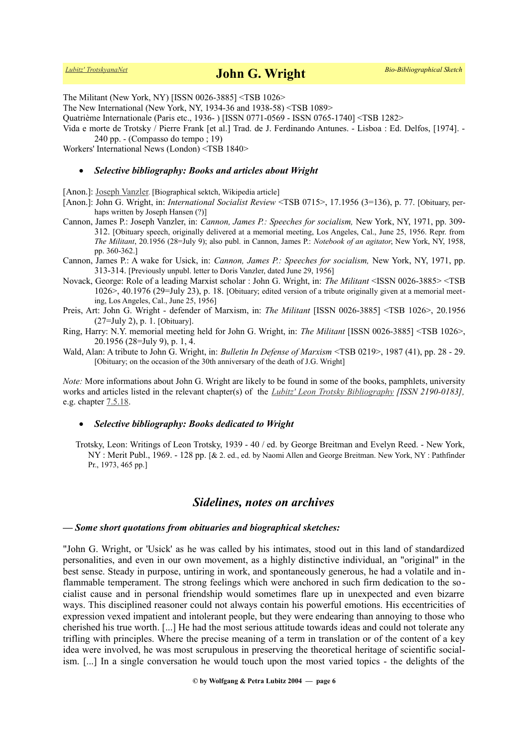The Militant (New York, NY) [ISSN 0026-3885] <TSB 1026>

The New International (New York, NY, 1934-36 and 1938-58) <TSB 1089>

Quatrième Internationale (Paris etc., 1936- ) [ISSN 0771-0569 - ISSN 0765-1740] <TSB 1282>

Vida e morte de Trotsky / Pierre Frank [et al.] Trad. de J. Ferdinando Antunes. - Lisboa : Ed. Delfos, [1974]. - 240 pp. - (Compasso do tempo ; 19)

Workers' International News (London) <TSB 1840>

- ***Selective bibliography: Books and articles about Wright***

[Anon.]: Joseph Vanzler. [Biographical sektch, Wikipedia article]

[Anon.]: John G. Wright, in: *International Socialist Review* <TSB 0715>, 17.1956 (3=136), p. 77. [Obituary, perhaps written by Joseph Hansen (?)]

Cannon, James P.: Joseph Vanzler, in: *Cannon, James P.: Speeches for socialism,* New York, NY, 1971, pp. 309-312. [Obituary speech, originally delivered at a memorial meeting, Los Angeles, Cal., June 25, 1956. Repr. from *The Militant*, 20.1956 (28=July 9); also publ. in Cannon, James P.: *Notebook of an agitator*, New York, NY, 1958, pp. 360-362.]

Cannon, James P.: A wake for Usick, in: *Cannon, James P.: Speeches for socialism,* New York, NY, 1971, pp. 313-314. [Previously unpubl. letter to Doris Vanzler, dated June 29, 1956]

Novack, George: Role of a leading Marxist scholar : John G. Wright, in: *The Militant* <ISSN 0026-3885> <TSB 1026>, 40.1976 (29=July 23), p. 18. [Obituary; edited version of a tribute originally given at a memorial meeting, Los Angeles, Cal., June 25, 1956]

Preis, Art: John G. Wright - defender of Marxism, in: *The Militant* [ISSN 0026-3885] <TSB 1026>, 20.1956 (27=July 2), p. 1. [Obituary].

Ring, Harry: N.Y. memorial meeting held for John G. Wright, in: *The Militant* [ISSN 0026-3885] <TSB 1026>, 20.1956 (28=July 9), p. 1, 4.

Wald, Alan: A tribute to John G. Wright, in: *Bulletin In Defense of Marxism* <TSB 0219>, 1987 (41), pp. 28 - 29. [Obituary; on the occasion of the 30th anniversary of the death of J.G. Wright]

*Note:* More informations about John G. Wright are likely to be found in some of the books, pamphlets, university works and articles listed in the relevant chapter(s) of the *Lubitz' Leon Trotsky Bibliography [ISSN 2190-0183],* e.g. chapter 7.5.18.

- ***Selective bibliography: Books dedicated to Wright***

Trotsky, Leon: Writings of Leon Trotsky, 1939 - 40 / ed. by George Breitman and Evelyn Reed. - New York, NY : Merit Publ., 1969. - 128 pp. [& 2. ed., ed. by Naomi Allen and George Breitman. New York, NY : Pathfinder Pr., 1973, 465 pp.]

## *Sidelines, notes on archives*

***— Some short quotations from obituaries and biographical sketches:***

"John G. Wright, or 'Usick' as he was called by his intimates, stood out in this land of standardized personalities, and even in our own movement, as a highly distinctive individual, an "original" in the best sense. Steady in purpose, untiring in work, and spontaneously generous, he had a volatile and inflammable temperament. The strong feelings which were anchored in such firm dedication to the socialist cause and in personal friendship would sometimes flare up in unexpected and even bizarre ways. This disciplined reasoner could not always contain his powerful emotions. His eccentricities of expression vexed impatient and intolerant people, but they were endearing than annoying to those who cherished his true worth. [...] He had the most serious attitude towards ideas and could not tolerate any trifling with principles. Where the precise meaning of a term in translation or of the content of a key idea were involved, he was most scrupulous in preserving the theoretical heritage of scientific socialism. [...] In a single conversation he would touch upon the most varied topics - the delights of the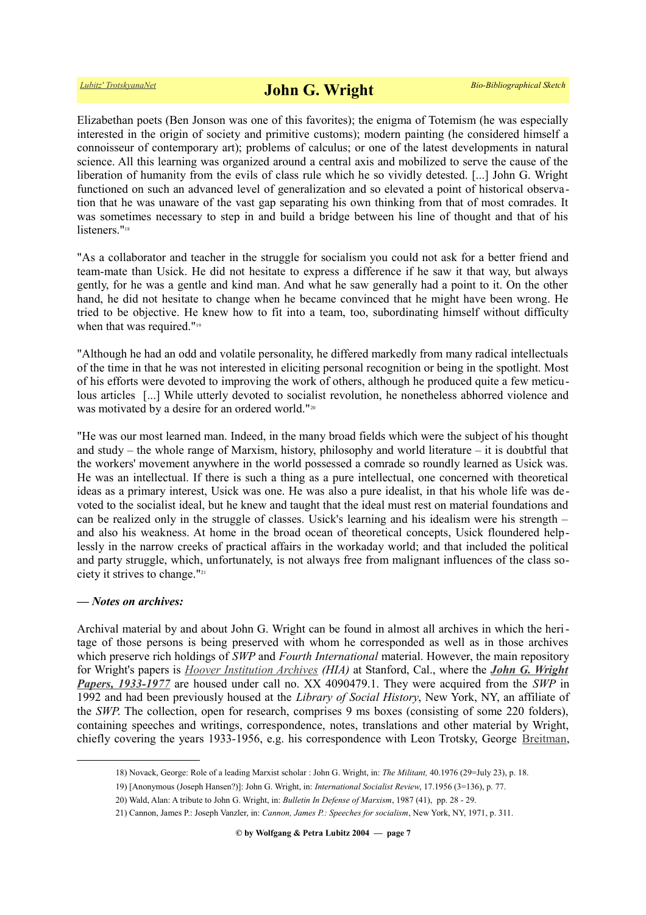Elizabethan poets (Ben Jonson was one of this favorites); the enigma of Totemism (he was especially interested in the origin of society and primitive customs); modern painting (he considered himself a connoisseur of contemporary art); problems of calculus; or one of the latest developments in natural science. All this learning was organized around a central axis and mobilized to serve the cause of the liberation of humanity from the evils of class rule which he so vividly detested. [...] John G. Wright functioned on such an advanced level of generalization and so elevated a point of historical observation that he was unaware of the vast gap separating his own thinking from that of most comrades. It was sometimes necessary to step in and build a bridge between his line of thought and that of his listeners."[18]

"As a collaborator and teacher in the struggle for socialism you could not ask for a better friend and team-mate than Usick. He did not hesitate to express a difference if he saw it that way, but always gently, for he was a gentle and kind man. And what he saw generally had a point to it. On the other hand, he did not hesitate to change when he became convinced that he might have been wrong. He tried to be objective. He knew how to fit into a team, too, subordinating himself without difficulty when that was required."[19]

"Although he had an odd and volatile personality, he differed markedly from many radical intellectuals of the time in that he was not interested in eliciting personal recognition or being in the spotlight. Most of his efforts were devoted to improving the work of others, although he produced quite a few meticulous articles [...] While utterly devoted to socialist revolution, he nonetheless abhorred violence and was motivated by a desire for an ordered world."[20]

"He was our most learned man. Indeed, in the many broad fields which were the subject of his thought and study – the whole range of Marxism, history, philosophy and world literature – it is doubtful that the workers' movement anywhere in the world possessed a comrade so roundly learned as Usick was. He was an intellectual. If there is such a thing as a pure intellectual, one concerned with theoretical ideas as a primary interest, Usick was one. He was also a pure idealist, in that his whole life was devoted to the socialist ideal, but he knew and taught that the ideal must rest on material foundations and can be realized only in the struggle of classes. Usick's learning and his idealism were his strength – and also his weakness. At home in the broad ocean of theoretical concepts, Usick floundered helplessly in the narrow creeks of practical affairs in the workaday world; and that included the political and party struggle, which, unfortunately, is not always free from malignant influences of the class society it strives to change."[21]

***— Notes on archives:***

Archival material by and about John G. Wright can be found in almost all archives in which the heritage of those persons is being preserved with whom he corresponded as well as in those archives which preserve rich holdings of *SWP* and *Fourth International* material. However, the main repository for Wright's papers is *Hoover Institution Archives (HIA)* at Stanford, Cal., where the ***John G. Wright Papers, 1933-1977*** are housed under call no. XX 4090479.1. They were acquired from the *SWP* in 1992 and had been previously housed at the *Library of Social History*, New York, NY, an affiliate of the *SWP*. The collection, open for research, comprises 9 ms boxes (consisting of some 220 folders), containing speeches and writings, correspondence, notes, translations and other material by Wright, chiefly covering the years 1933-1956, e.g. his correspondence with Leon Trotsky, George Breitman,

---

18) Novack, George: Role of a leading Marxist scholar : John G. Wright, in: *The Militant,* 40.1976 (29=July 23), p. 18.

19) [Anonymous (Joseph Hansen?)]: John G. Wright, in: *International Socialist Review*, 17.1956 (3=136), p. 77.

20) Wald, Alan: A tribute to John G. Wright, in: *Bulletin In Defense of Marxism*, 1987 (41), pp. 28 - 29.

21) Cannon, James P.: Joseph Vanzler, in: *Cannon, James P.: Speeches for socialism*, New York, NY, 1971, p. 311.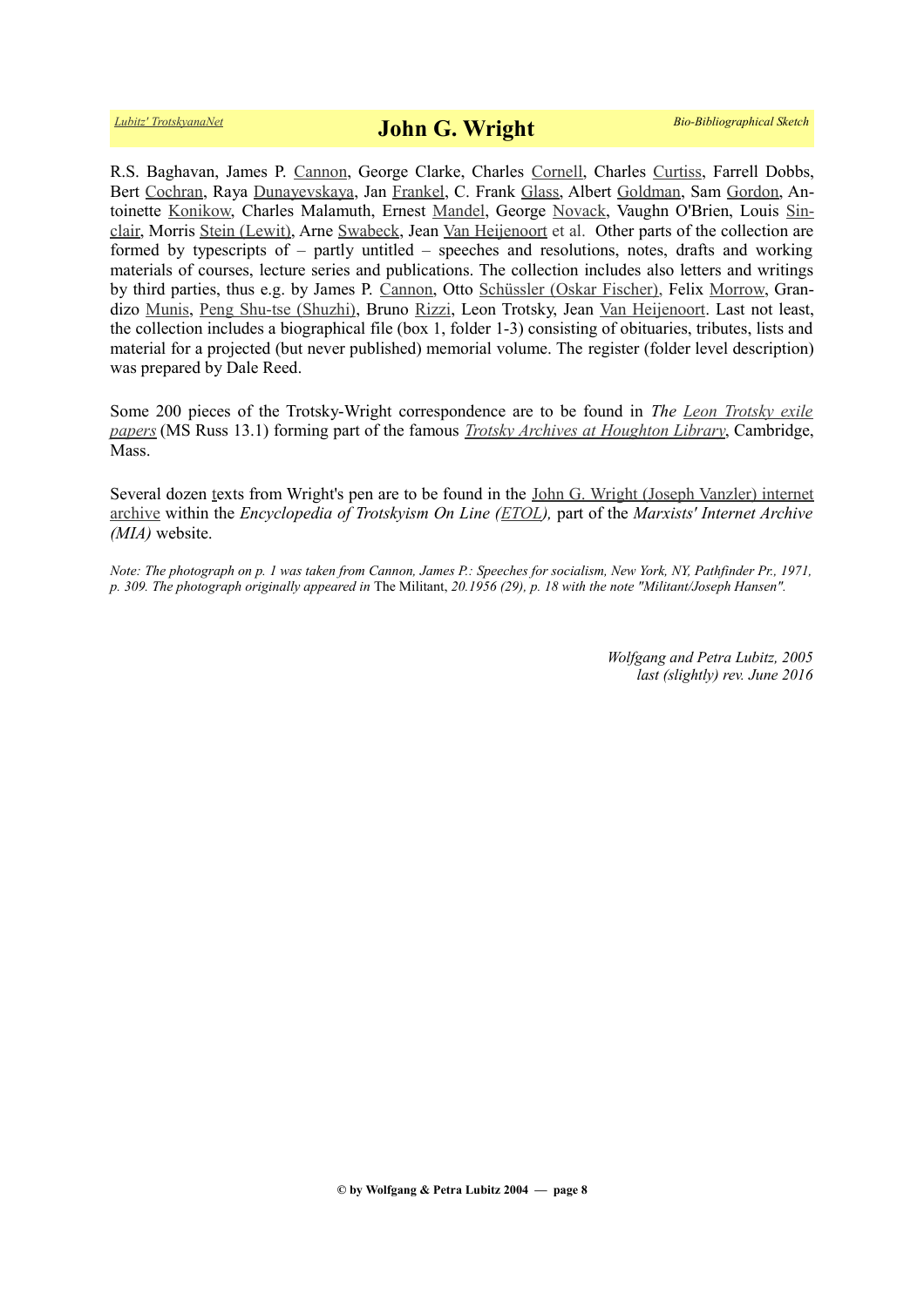R.S. Baghavan, James P. Cannon, George Clarke, Charles Cornell, Charles Curtiss, Farrell Dobbs, Bert Cochran, Raya Dunayevskaya, Jan Frankel, C. Frank Glass, Albert Goldman, Sam Gordon, Antoinette Konikow, Charles Malamuth, Ernest Mandel, George Novack, Vaughn O'Brien, Louis Sinclair, Morris Stein (Lewit), Arne Swabeck, Jean Van Heijenoort et al. Other parts of the collection are formed by typescripts of – partly untitled – speeches and resolutions, notes, drafts and working materials of courses, lecture series and publications. The collection includes also letters and writings by third parties, thus e.g. by James P. Cannon, Otto Schüssler (Oskar Fischer), Felix Morrow, Grandizo Munis, Peng Shu-tse (Shuzhi), Bruno Rizzi, Leon Trotsky, Jean Van Heijenoort. Last not least, the collection includes a biographical file (box 1, folder 1-3) consisting of obituaries, tributes, lists and material for a projected (but never published) memorial volume. The register (folder level description) was prepared by Dale Reed.

Some 200 pieces of the Trotsky-Wright correspondence are to be found in *The Leon Trotsky exile papers* (MS Russ 13.1) forming part of the famous *Trotsky Archives at Houghton Library*, Cambridge, Mass.

Several dozen texts from Wright's pen are to be found in the John G. Wright (Joseph Vanzler) internet archive within the *Encyclopedia of Trotskyism On Line (ETOL),* part of the *Marxists' Internet Archive (MIA)* website.

*Note: The photograph on p. 1 was taken from Cannon, James P.: Speeches for socialism, New York, NY, Pathfinder Pr., 1971, p. 309. The photograph originally appeared in* The Militant, *20.1956 (29), p. 18 with the note "Militant/Joseph Hansen".*

*Wolfgang and Petra Lubitz, 2005*
*last (slightly) rev. June 2016*